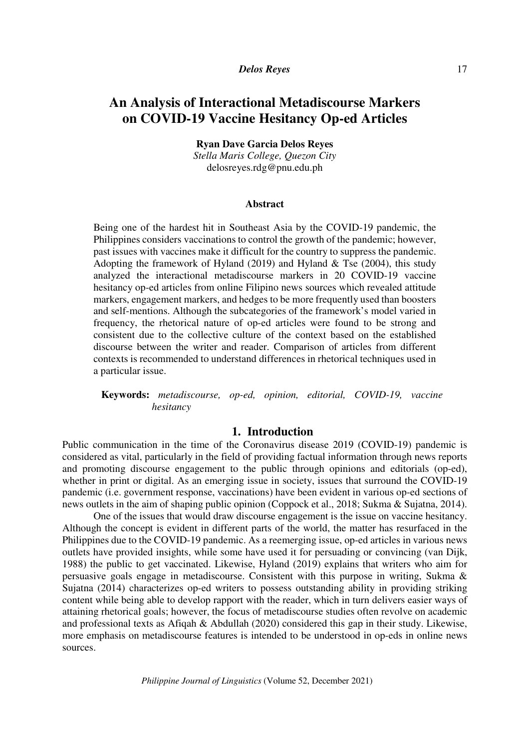# An Analysis of Interactional Metadiscourse Markers on COVID-19 Vaccine Hesitancy Op-ed Articles

**Ryan Dave Garcia Delos Reyes**
*Stella Maris College, Quezon City*
delosreyes.rdg@pnu.edu.ph

### Abstract

Being one of the hardest hit in Southeast Asia by the COVID-19 pandemic, the Philippines considers vaccinations to control the growth of the pandemic; however, past issues with vaccines make it difficult for the country to suppress the pandemic. Adopting the framework of Hyland (2019) and Hyland & Tse (2004), this study analyzed the interactional metadiscourse markers in 20 COVID-19 vaccine hesitancy op-ed articles from online Filipino news sources which revealed attitude markers, engagement markers, and hedges to be more frequently used than boosters and self-mentions. Although the subcategories of the framework's model varied in frequency, the rhetorical nature of op-ed articles were found to be strong and consistent due to the collective culture of the context based on the established discourse between the writer and reader. Comparison of articles from different contexts is recommended to understand differences in rhetorical techniques used in a particular issue.

**Keywords:** *metadiscourse, op-ed, opinion, editorial, COVID-19, vaccine hesitancy*

## 1. Introduction

Public communication in the time of the Coronavirus disease 2019 (COVID-19) pandemic is considered as vital, particularly in the field of providing factual information through news reports and promoting discourse engagement to the public through opinions and editorials (op-ed), whether in print or digital. As an emerging issue in society, issues that surround the COVID-19 pandemic (i.e. government response, vaccinations) have been evident in various op-ed sections of news outlets in the aim of shaping public opinion (Coppock et al., 2018; Sukma & Sujatna, 2014).

One of the issues that would draw discourse engagement is the issue on vaccine hesitancy. Although the concept is evident in different parts of the world, the matter has resurfaced in the Philippines due to the COVID-19 pandemic. As a reemerging issue, op-ed articles in various news outlets have provided insights, while some have used it for persuading or convincing (van Dijk, 1988) the public to get vaccinated. Likewise, Hyland (2019) explains that writers who aim for persuasive goals engage in metadiscourse. Consistent with this purpose in writing, Sukma & Sujatna (2014) characterizes op-ed writers to possess outstanding ability in providing striking content while being able to develop rapport with the reader, which in turn delivers easier ways of attaining rhetorical goals; however, the focus of metadiscourse studies often revolve on academic and professional texts as Afiqah & Abdullah (2020) considered this gap in their study. Likewise, more emphasis on metadiscourse features is intended to be understood in op-eds in online news sources.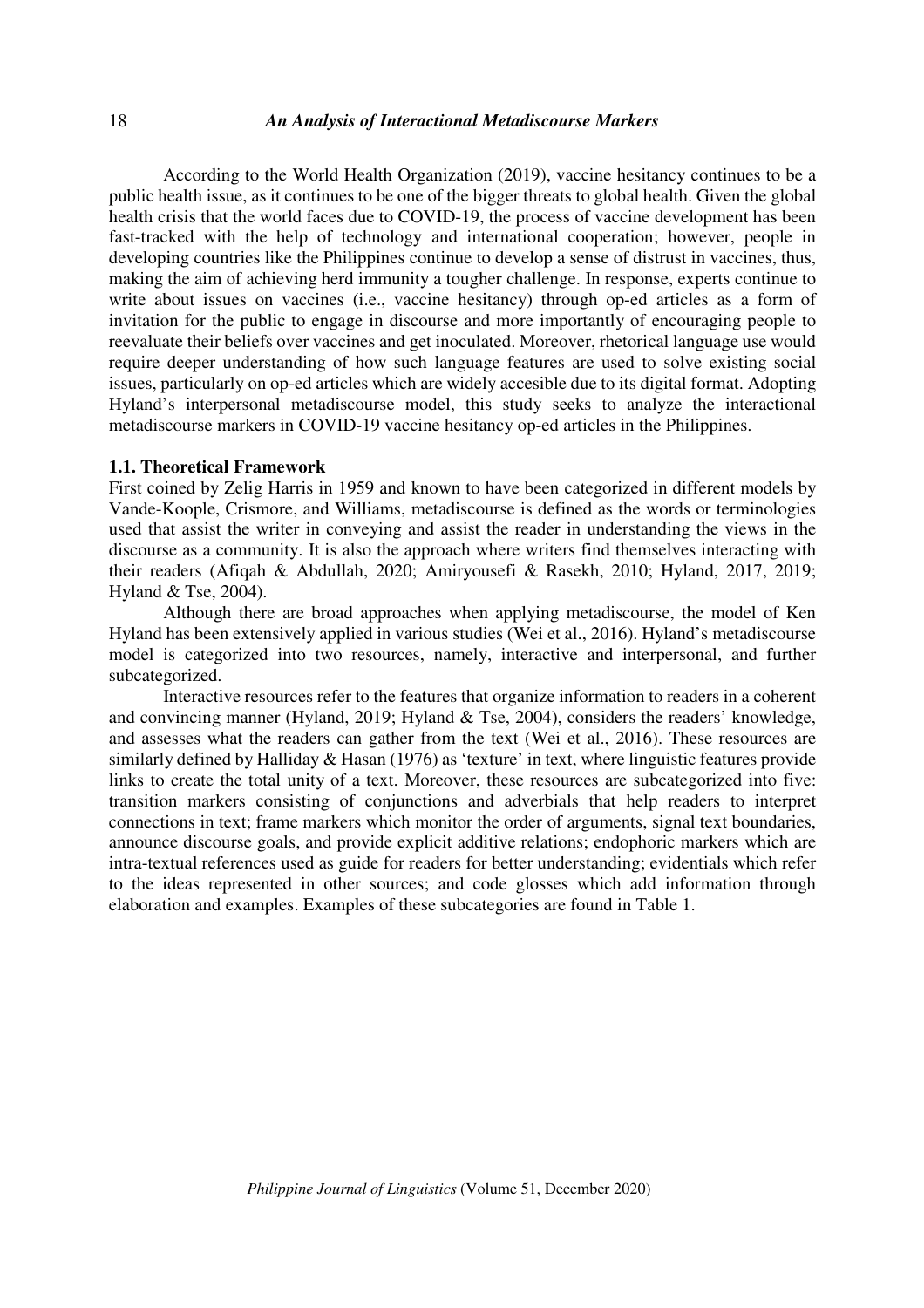According to the World Health Organization (2019), vaccine hesitancy continues to be a public health issue, as it continues to be one of the bigger threats to global health. Given the global health crisis that the world faces due to COVID-19, the process of vaccine development has been fast-tracked with the help of technology and international cooperation; however, people in developing countries like the Philippines continue to develop a sense of distrust in vaccines, thus, making the aim of achieving herd immunity a tougher challenge. In response, experts continue to write about issues on vaccines (i.e., vaccine hesitancy) through op-ed articles as a form of invitation for the public to engage in discourse and more importantly of encouraging people to reevaluate their beliefs over vaccines and get inoculated. Moreover, rhetorical language use would require deeper understanding of how such language features are used to solve existing social issues, particularly on op-ed articles which are widely accesible due to its digital format. Adopting Hyland's interpersonal metadiscourse model, this study seeks to analyze the interactional metadiscourse markers in COVID-19 vaccine hesitancy op-ed articles in the Philippines.

### 1.1. Theoretical Framework

First coined by Zelig Harris in 1959 and known to have been categorized in different models by Vande-Koople, Crismore, and Williams, metadiscourse is defined as the words or terminologies used that assist the writer in conveying and assist the reader in understanding the views in the discourse as a community. It is also the approach where writers find themselves interacting with their readers (Afiqah & Abdullah, 2020; Amiryousefi & Rasekh, 2010; Hyland, 2017, 2019; Hyland & Tse, 2004).

Although there are broad approaches when applying metadiscourse, the model of Ken Hyland has been extensively applied in various studies (Wei et al., 2016). Hyland's metadiscourse model is categorized into two resources, namely, interactive and interpersonal, and further subcategorized.

Interactive resources refer to the features that organize information to readers in a coherent and convincing manner (Hyland, 2019; Hyland & Tse, 2004), considers the readers' knowledge, and assesses what the readers can gather from the text (Wei et al., 2016). These resources are similarly defined by Halliday & Hasan (1976) as 'texture' in text, where linguistic features provide links to create the total unity of a text. Moreover, these resources are subcategorized into five: transition markers consisting of conjunctions and adverbials that help readers to interpret connections in text; frame markers which monitor the order of arguments, signal text boundaries, announce discourse goals, and provide explicit additive relations; endophoric markers which are intra-textual references used as guide for readers for better understanding; evidentials which refer to the ideas represented in other sources; and code glosses which add information through elaboration and examples. Examples of these subcategories are found in Table 1.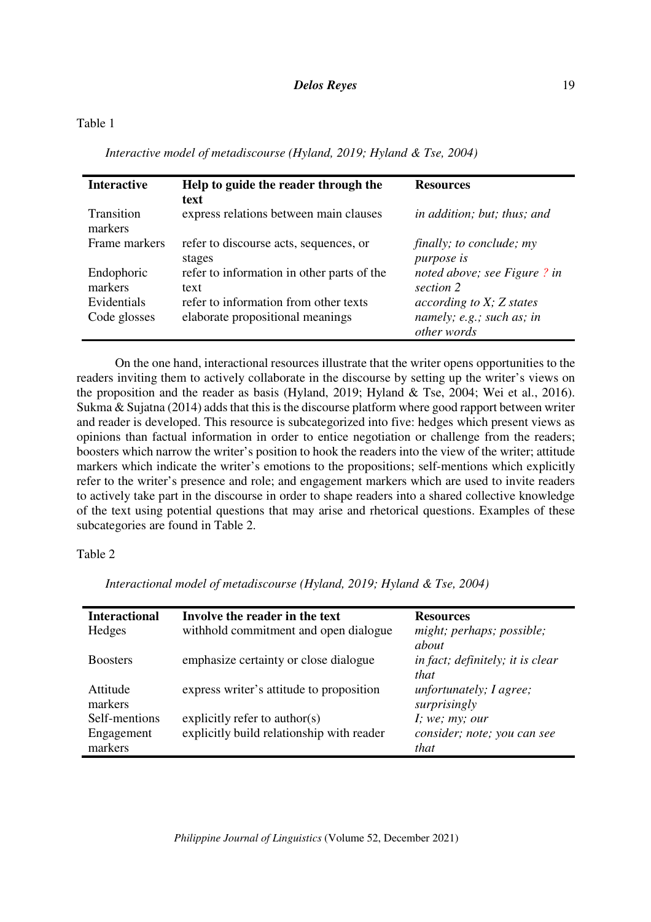Table 1

*Interactive model of metadiscourse (Hyland, 2019; Hyland & Tse, 2004)*

| **Interactive** | **Help to guide the reader through the text** | **Resources** |
|---|---|---|
| Transition markers | express relations between main clauses | *in addition; but; thus; and* |
| Frame markers | refer to discourse acts, sequences, or stages | *finally; to conclude; my purpose is* |
| Endophoric markers | refer to information in other parts of the text | *noted above; see Figure ? in section 2* |
| Evidentials | refer to information from other texts | *according to X; Z states* |
| Code glosses | elaborate propositional meanings | *namely; e.g.; such as; in other words* |

On the one hand, interactional resources illustrate that the writer opens opportunities to the readers inviting them to actively collaborate in the discourse by setting up the writer's views on the proposition and the reader as basis (Hyland, 2019; Hyland & Tse, 2004; Wei et al., 2016). Sukma & Sujatna (2014) adds that this is the discourse platform where good rapport between writer and reader is developed. This resource is subcategorized into five: hedges which present views as opinions than factual information in order to entice negotiation or challenge from the readers; boosters which narrow the writer's position to hook the readers into the view of the writer; attitude markers which indicate the writer's emotions to the propositions; self-mentions which explicitly refer to the writer's presence and role; and engagement markers which are used to invite readers to actively take part in the discourse in order to shape readers into a shared collective knowledge of the text using potential questions that may arise and rhetorical questions. Examples of these subcategories are found in Table 2.

Table 2

*Interactional model of metadiscourse (Hyland, 2019; Hyland & Tse, 2004)*

| **Interactional** | **Involve the reader in the text** | **Resources** |
|---|---|---|
| Hedges | withhold commitment and open dialogue | *might; perhaps; possible; about* |
| Boosters | emphasize certainty or close dialogue | *in fact; definitely; it is clear that* |
| Attitude markers | express writer's attitude to proposition | *unfortunately; I agree; surprisingly* |
| Self-mentions | explicitly refer to author(s) | *I; we; my; our* |
| Engagement markers | explicitly build relationship with reader | *consider; note; you can see that* |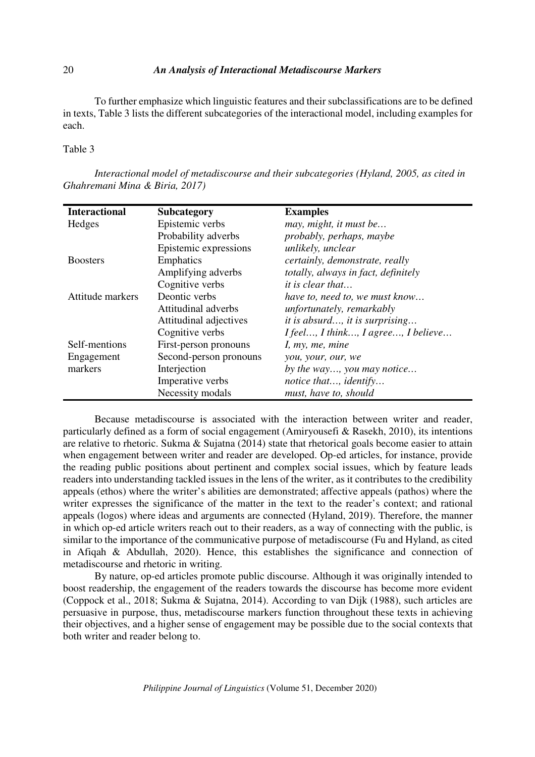To further emphasize which linguistic features and their subclassifications are to be defined in texts, Table 3 lists the different subcategories of the interactional model, including examples for each.

Table 3

*Interactional model of metadiscourse and their subcategories (Hyland, 2005, as cited in Ghahremani Mina & Biria, 2017)*

| Interactional | Subcategory | Examples |
|---|---|---|
| Hedges | Epistemic verbs | *may, might, it must be…* |
| | Probability adverbs | *probably, perhaps, maybe* |
| | Epistemic expressions | *unlikely, unclear* |
| Boosters | Emphatics | *certainly, demonstrate, really* |
| | Amplifying adverbs | *totally, always in fact, definitely* |
| | Cognitive verbs | *it is clear that…* |
| Attitude markers | Deontic verbs | *have to, need to, we must know…* |
| | Attitudinal adverbs | *unfortunately, remarkably* |
| | Attitudinal adjectives | *it is absurd…, it is surprising…* |
| | Cognitive verbs | *I feel…, I think…, I agree…, I believe…* |
| Self-mentions | First-person pronouns | *I, my, me, mine* |
| Engagement markers | Second-person pronouns | *you, your, our, we* |
| | Interjection | *by the way…, you may notice…* |
| | Imperative verbs | *notice that…, identify…* |
| | Necessity modals | *must, have to, should* |

Because metadiscourse is associated with the interaction between writer and reader, particularly defined as a form of social engagement (Amiryousefi & Rasekh, 2010), its intentions are relative to rhetoric. Sukma & Sujatna (2014) state that rhetorical goals become easier to attain when engagement between writer and reader are developed. Op-ed articles, for instance, provide the reading public positions about pertinent and complex social issues, which by feature leads readers into understanding tackled issues in the lens of the writer, as it contributes to the credibility appeals (ethos) where the writer's abilities are demonstrated; affective appeals (pathos) where the writer expresses the significance of the matter in the text to the reader's context; and rational appeals (logos) where ideas and arguments are connected (Hyland, 2019). Therefore, the manner in which op-ed article writers reach out to their readers, as a way of connecting with the public, is similar to the importance of the communicative purpose of metadiscourse (Fu and Hyland, as cited in Afiqah & Abdullah, 2020). Hence, this establishes the significance and connection of metadiscourse and rhetoric in writing.

By nature, op-ed articles promote public discourse. Although it was originally intended to boost readership, the engagement of the readers towards the discourse has become more evident (Coppock et al., 2018; Sukma & Sujatna, 2014). According to van Dijk (1988), such articles are persuasive in purpose, thus, metadiscourse markers function throughout these texts in achieving their objectives, and a higher sense of engagement may be possible due to the social contexts that both writer and reader belong to.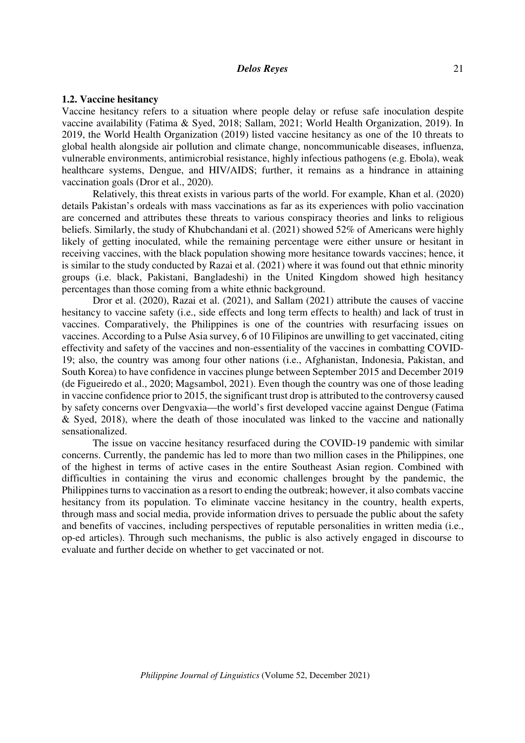### 1.2. Vaccine hesitancy

Vaccine hesitancy refers to a situation where people delay or refuse safe inoculation despite vaccine availability (Fatima & Syed, 2018; Sallam, 2021; World Health Organization, 2019). In 2019, the World Health Organization (2019) listed vaccine hesitancy as one of the 10 threats to global health alongside air pollution and climate change, noncommunicable diseases, influenza, vulnerable environments, antimicrobial resistance, highly infectious pathogens (e.g. Ebola), weak healthcare systems, Dengue, and HIV/AIDS; further, it remains as a hindrance in attaining vaccination goals (Dror et al., 2020).

Relatively, this threat exists in various parts of the world. For example, Khan et al. (2020) details Pakistan's ordeals with mass vaccinations as far as its experiences with polio vaccination are concerned and attributes these threats to various conspiracy theories and links to religious beliefs. Similarly, the study of Khubchandani et al. (2021) showed 52% of Americans were highly likely of getting inoculated, while the remaining percentage were either unsure or hesitant in receiving vaccines, with the black population showing more hesitance towards vaccines; hence, it is similar to the study conducted by Razai et al. (2021) where it was found out that ethnic minority groups (i.e. black, Pakistani, Bangladeshi) in the United Kingdom showed high hesitancy percentages than those coming from a white ethnic background.

Dror et al. (2020), Razai et al. (2021), and Sallam (2021) attribute the causes of vaccine hesitancy to vaccine safety (i.e., side effects and long term effects to health) and lack of trust in vaccines. Comparatively, the Philippines is one of the countries with resurfacing issues on vaccines. According to a Pulse Asia survey, 6 of 10 Filipinos are unwilling to get vaccinated, citing effectivity and safety of the vaccines and non-essentiality of the vaccines in combatting COVID-19; also, the country was among four other nations (i.e., Afghanistan, Indonesia, Pakistan, and South Korea) to have confidence in vaccines plunge between September 2015 and December 2019 (de Figueiredo et al., 2020; Magsambol, 2021). Even though the country was one of those leading in vaccine confidence prior to 2015, the significant trust drop is attributed to the controversy caused by safety concerns over Dengvaxia—the world's first developed vaccine against Dengue (Fatima & Syed, 2018), where the death of those inoculated was linked to the vaccine and nationally sensationalized.

The issue on vaccine hesitancy resurfaced during the COVID-19 pandemic with similar concerns. Currently, the pandemic has led to more than two million cases in the Philippines, one of the highest in terms of active cases in the entire Southeast Asian region. Combined with difficulties in containing the virus and economic challenges brought by the pandemic, the Philippines turns to vaccination as a resort to ending the outbreak; however, it also combats vaccine hesitancy from its population. To eliminate vaccine hesitancy in the country, health experts, through mass and social media, provide information drives to persuade the public about the safety and benefits of vaccines, including perspectives of reputable personalities in written media (i.e., op-ed articles). Through such mechanisms, the public is also actively engaged in discourse to evaluate and further decide on whether to get vaccinated or not.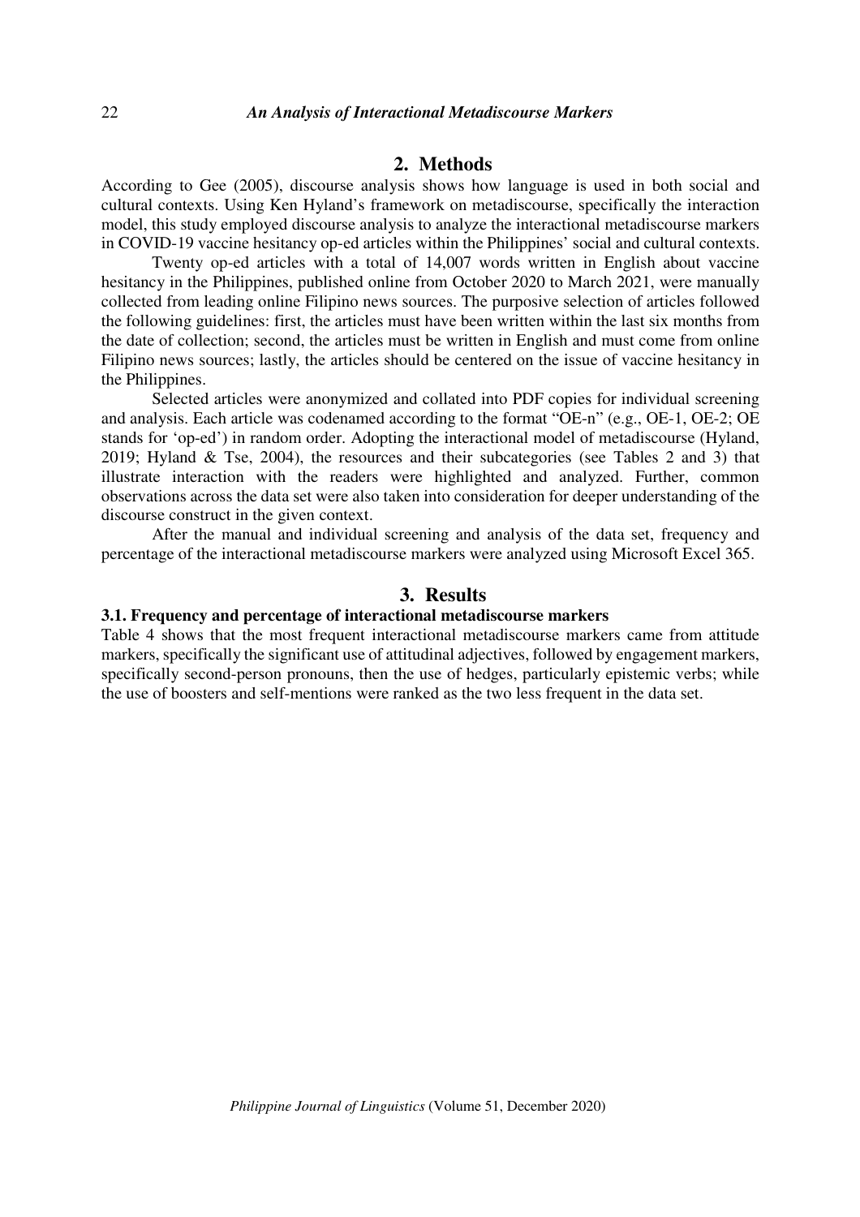## 2. Methods

According to Gee (2005), discourse analysis shows how language is used in both social and cultural contexts. Using Ken Hyland's framework on metadiscourse, specifically the interaction model, this study employed discourse analysis to analyze the interactional metadiscourse markers in COVID-19 vaccine hesitancy op-ed articles within the Philippines' social and cultural contexts.

Twenty op-ed articles with a total of 14,007 words written in English about vaccine hesitancy in the Philippines, published online from October 2020 to March 2021, were manually collected from leading online Filipino news sources. The purposive selection of articles followed the following guidelines: first, the articles must have been written within the last six months from the date of collection; second, the articles must be written in English and must come from online Filipino news sources; lastly, the articles should be centered on the issue of vaccine hesitancy in the Philippines.

Selected articles were anonymized and collated into PDF copies for individual screening and analysis. Each article was codenamed according to the format "OE-n" (e.g., OE-1, OE-2; OE stands for 'op-ed') in random order. Adopting the interactional model of metadiscourse (Hyland, 2019; Hyland & Tse, 2004), the resources and their subcategories (see Tables 2 and 3) that illustrate interaction with the readers were highlighted and analyzed. Further, common observations across the data set were also taken into consideration for deeper understanding of the discourse construct in the given context.

After the manual and individual screening and analysis of the data set, frequency and percentage of the interactional metadiscourse markers were analyzed using Microsoft Excel 365.

## 3. Results

### 3.1. Frequency and percentage of interactional metadiscourse markers

Table 4 shows that the most frequent interactional metadiscourse markers came from attitude markers, specifically the significant use of attitudinal adjectives, followed by engagement markers, specifically second-person pronouns, then the use of hedges, particularly epistemic verbs; while the use of boosters and self-mentions were ranked as the two less frequent in the data set.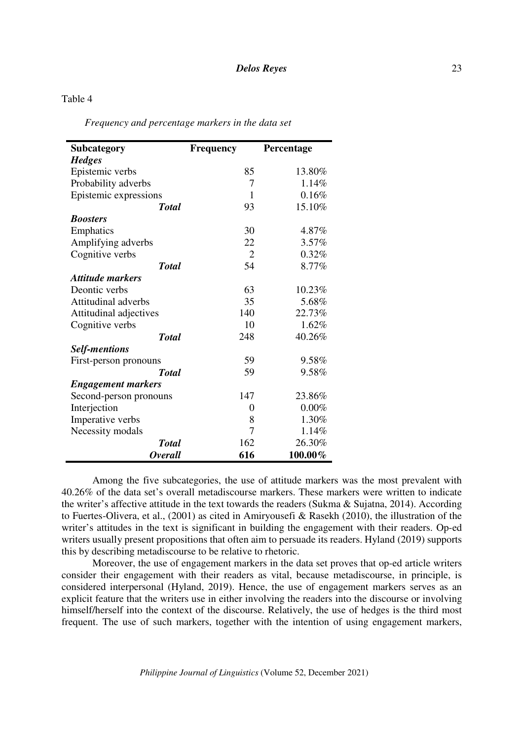Table 4

*Frequency and percentage markers in the data set*

| Subcategory | Frequency | Percentage |
|---|---|---|
| ***Hedges*** | | |
| Epistemic verbs | 85 | 13.80% |
| Probability adverbs | 7 | 1.14% |
| Epistemic expressions | 1 | 0.16% |
| ***Total*** | 93 | 15.10% |
| ***Boosters*** | | |
| Emphatics | 30 | 4.87% |
| Amplifying adverbs | 22 | 3.57% |
| Cognitive verbs | 2 | 0.32% |
| ***Total*** | 54 | 8.77% |
| ***Attitude markers*** | | |
| Deontic verbs | 63 | 10.23% |
| Attitudinal adverbs | 35 | 5.68% |
| Attitudinal adjectives | 140 | 22.73% |
| Cognitive verbs | 10 | 1.62% |
| ***Total*** | 248 | 40.26% |
| ***Self-mentions*** | | |
| First-person pronouns | 59 | 9.58% |
| ***Total*** | 59 | 9.58% |
| ***Engagement markers*** | | |
| Second-person pronouns | 147 | 23.86% |
| Interjection | 0 | 0.00% |
| Imperative verbs | 8 | 1.30% |
| Necessity modals | 7 | 1.14% |
| ***Total*** | 162 | 26.30% |
| ***Overall*** | **616** | **100.00%** |

Among the five subcategories, the use of attitude markers was the most prevalent with 40.26% of the data set's overall metadiscourse markers. These markers were written to indicate the writer's affective attitude in the text towards the readers (Sukma & Sujatna, 2014). According to Fuertes-Olivera, et al., (2001) as cited in Amiryousefi & Rasekh (2010), the illustration of the writer's attitudes in the text is significant in building the engagement with their readers. Op-ed writers usually present propositions that often aim to persuade its readers. Hyland (2019) supports this by describing metadiscourse to be relative to rhetoric.

Moreover, the use of engagement markers in the data set proves that op-ed article writers consider their engagement with their readers as vital, because metadiscourse, in principle, is considered interpersonal (Hyland, 2019). Hence, the use of engagement markers serves as an explicit feature that the writers use in either involving the readers into the discourse or involving himself/herself into the context of the discourse. Relatively, the use of hedges is the third most frequent. The use of such markers, together with the intention of using engagement markers,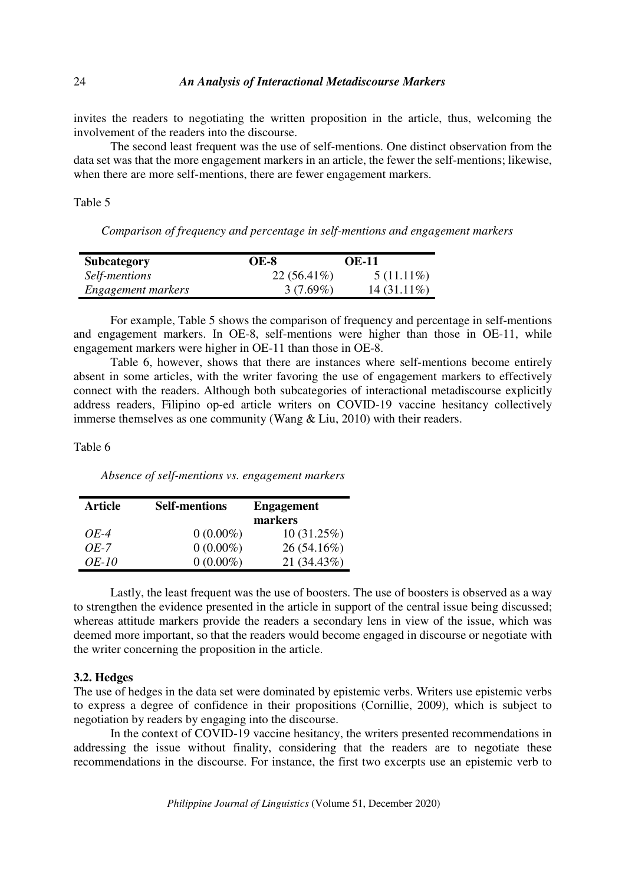invites the readers to negotiating the written proposition in the article, thus, welcoming the involvement of the readers into the discourse.

The second least frequent was the use of self-mentions. One distinct observation from the data set was that the more engagement markers in an article, the fewer the self-mentions; likewise, when there are more self-mentions, there are fewer engagement markers.

Table 5

*Comparison of frequency and percentage in self-mentions and engagement markers*

| Subcategory | OE-8 | OE-11 |
|---|---|---|
| *Self-mentions* | 22 (56.41%) | 5 (11.11%) |
| *Engagement markers* | 3 (7.69%) | 14 (31.11%) |

For example, Table 5 shows the comparison of frequency and percentage in self-mentions and engagement markers. In OE-8, self-mentions were higher than those in OE-11, while engagement markers were higher in OE-11 than those in OE-8.

Table 6, however, shows that there are instances where self-mentions become entirely absent in some articles, with the writer favoring the use of engagement markers to effectively connect with the readers. Although both subcategories of interactional metadiscourse explicitly address readers, Filipino op-ed article writers on COVID-19 vaccine hesitancy collectively immerse themselves as one community (Wang & Liu, 2010) with their readers.

Table 6

*Absence of self-mentions vs. engagement markers*

| Article | Self-mentions | Engagement markers |
|---|---|---|
| *OE-4* | 0 (0.00%) | 10 (31.25%) |
| *OE-7* | 0 (0.00%) | 26 (54.16%) |
| *OE-10* | 0 (0.00%) | 21 (34.43%) |

Lastly, the least frequent was the use of boosters. The use of boosters is observed as a way to strengthen the evidence presented in the article in support of the central issue being discussed; whereas attitude markers provide the readers a secondary lens in view of the issue, which was deemed more important, so that the readers would become engaged in discourse or negotiate with the writer concerning the proposition in the article.

### 3.2. Hedges

The use of hedges in the data set were dominated by epistemic verbs. Writers use epistemic verbs to express a degree of confidence in their propositions (Cornillie, 2009), which is subject to negotiation by readers by engaging into the discourse.

In the context of COVID-19 vaccine hesitancy, the writers presented recommendations in addressing the issue without finality, considering that the readers are to negotiate these recommendations in the discourse. For instance, the first two excerpts use an epistemic verb to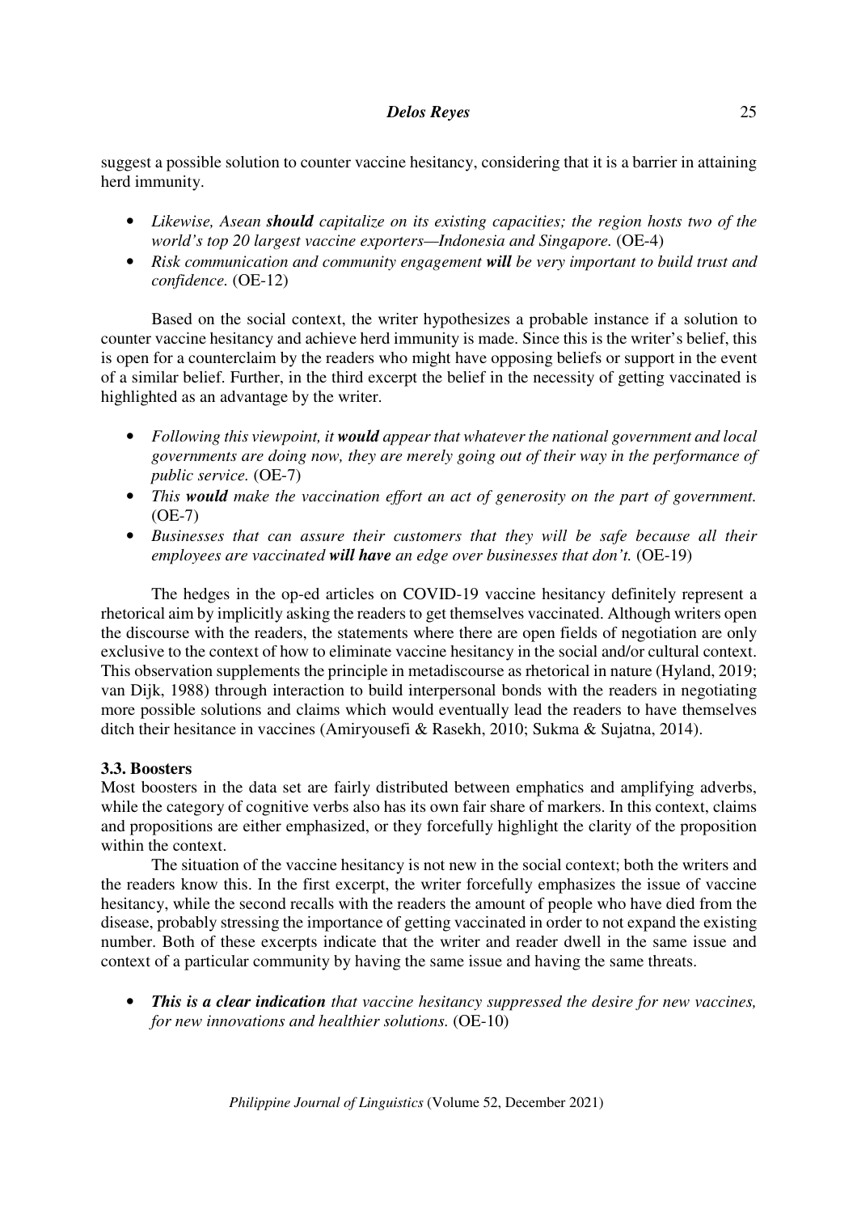suggest a possible solution to counter vaccine hesitancy, considering that it is a barrier in attaining herd immunity.

- *Likewise, Asean* ***should*** *capitalize on its existing capacities; the region hosts two of the world's top 20 largest vaccine exporters—Indonesia and Singapore.* (OE-4)
- *Risk communication and community engagement* ***will*** *be very important to build trust and confidence.* (OE-12)

Based on the social context, the writer hypothesizes a probable instance if a solution to counter vaccine hesitancy and achieve herd immunity is made. Since this is the writer's belief, this is open for a counterclaim by the readers who might have opposing beliefs or support in the event of a similar belief. Further, in the third excerpt the belief in the necessity of getting vaccinated is highlighted as an advantage by the writer.

- *Following this viewpoint, it* ***would*** *appear that whatever the national government and local governments are doing now, they are merely going out of their way in the performance of public service.* (OE-7)
- *This* ***would*** *make the vaccination effort an act of generosity on the part of government.* (OE-7)
- *Businesses that can assure their customers that they will be safe because all their employees are vaccinated* ***will have*** *an edge over businesses that don't.* (OE-19)

The hedges in the op-ed articles on COVID-19 vaccine hesitancy definitely represent a rhetorical aim by implicitly asking the readers to get themselves vaccinated. Although writers open the discourse with the readers, the statements where there are open fields of negotiation are only exclusive to the context of how to eliminate vaccine hesitancy in the social and/or cultural context. This observation supplements the principle in metadiscourse as rhetorical in nature (Hyland, 2019; van Dijk, 1988) through interaction to build interpersonal bonds with the readers in negotiating more possible solutions and claims which would eventually lead the readers to have themselves ditch their hesitance in vaccines (Amiryousefi & Rasekh, 2010; Sukma & Sujatna, 2014).

### 3.3. Boosters

Most boosters in the data set are fairly distributed between emphatics and amplifying adverbs, while the category of cognitive verbs also has its own fair share of markers. In this context, claims and propositions are either emphasized, or they forcefully highlight the clarity of the proposition within the context.

The situation of the vaccine hesitancy is not new in the social context; both the writers and the readers know this. In the first excerpt, the writer forcefully emphasizes the issue of vaccine hesitancy, while the second recalls with the readers the amount of people who have died from the disease, probably stressing the importance of getting vaccinated in order to not expand the existing number. Both of these excerpts indicate that the writer and reader dwell in the same issue and context of a particular community by having the same issue and having the same threats.

- ***This is a clear indication*** *that vaccine hesitancy suppressed the desire for new vaccines, for new innovations and healthier solutions.* (OE-10)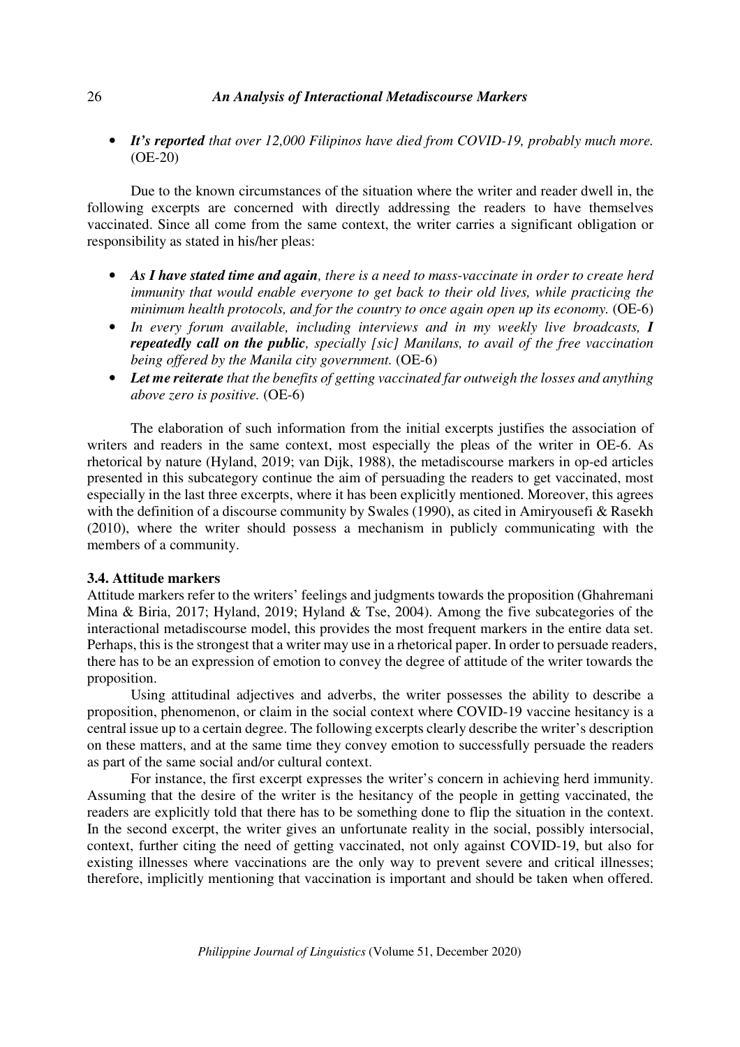- ***It's reported*** *that over 12,000 Filipinos have died from COVID-19, probably much more.* (OE-20)

Due to the known circumstances of the situation where the writer and reader dwell in, the following excerpts are concerned with directly addressing the readers to have themselves vaccinated. Since all come from the same context, the writer carries a significant obligation or responsibility as stated in his/her pleas:

- ***As I have stated time and again****, there is a need to mass-vaccinate in order to create herd immunity that would enable everyone to get back to their old lives, while practicing the minimum health protocols, and for the country to once again open up its economy.* (OE-6)
- *In every forum available, including interviews and in my weekly live broadcasts,* ***I repeatedly call on the public****, specially [sic] Manilans, to avail of the free vaccination being offered by the Manila city government.* (OE-6)
- ***Let me reiterate*** *that the benefits of getting vaccinated far outweigh the losses and anything above zero is positive.* (OE-6)

The elaboration of such information from the initial excerpts justifies the association of writers and readers in the same context, most especially the pleas of the writer in OE-6. As rhetorical by nature (Hyland, 2019; van Dijk, 1988), the metadiscourse markers in op-ed articles presented in this subcategory continue the aim of persuading the readers to get vaccinated, most especially in the last three excerpts, where it has been explicitly mentioned. Moreover, this agrees with the definition of a discourse community by Swales (1990), as cited in Amiryousefi & Rasekh (2010), where the writer should possess a mechanism in publicly communicating with the members of a community.

### 3.4. Attitude markers

Attitude markers refer to the writers' feelings and judgments towards the proposition (Ghahremani Mina & Biria, 2017; Hyland, 2019; Hyland & Tse, 2004). Among the five subcategories of the interactional metadiscourse model, this provides the most frequent markers in the entire data set. Perhaps, this is the strongest that a writer may use in a rhetorical paper. In order to persuade readers, there has to be an expression of emotion to convey the degree of attitude of the writer towards the proposition.

Using attitudinal adjectives and adverbs, the writer possesses the ability to describe a proposition, phenomenon, or claim in the social context where COVID-19 vaccine hesitancy is a central issue up to a certain degree. The following excerpts clearly describe the writer's description on these matters, and at the same time they convey emotion to successfully persuade the readers as part of the same social and/or cultural context.

For instance, the first excerpt expresses the writer's concern in achieving herd immunity. Assuming that the desire of the writer is the hesitancy of the people in getting vaccinated, the readers are explicitly told that there has to be something done to flip the situation in the context. In the second excerpt, the writer gives an unfortunate reality in the social, possibly intersocial, context, further citing the need of getting vaccinated, not only against COVID-19, but also for existing illnesses where vaccinations are the only way to prevent severe and critical illnesses; therefore, implicitly mentioning that vaccination is important and should be taken when offered.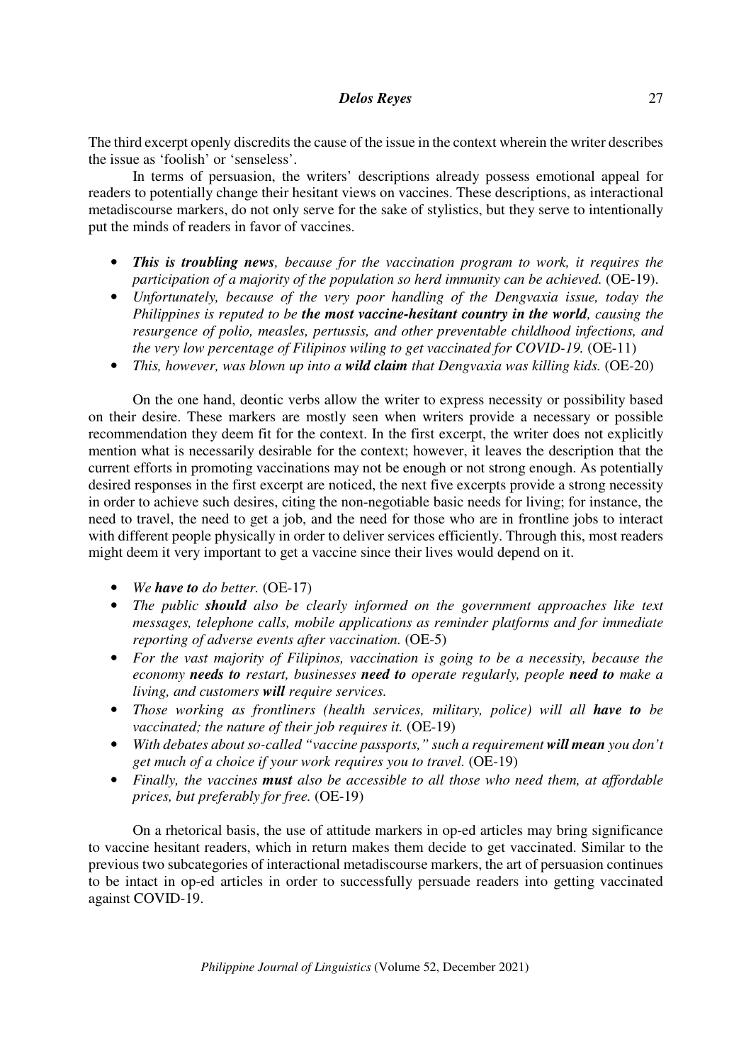The third excerpt openly discredits the cause of the issue in the context wherein the writer describes the issue as 'foolish' or 'senseless'.

In terms of persuasion, the writers' descriptions already possess emotional appeal for readers to potentially change their hesitant views on vaccines. These descriptions, as interactional metadiscourse markers, do not only serve for the sake of stylistics, but they serve to intentionally put the minds of readers in favor of vaccines.

- ***This is troubling news****, because for the vaccination program to work, it requires the participation of a majority of the population so herd immunity can be achieved.* (OE-19).
- *Unfortunately, because of the very poor handling of the Dengvaxia issue, today the Philippines is reputed to be* ***the most vaccine-hesitant country in the world****, causing the resurgence of polio, measles, pertussis, and other preventable childhood infections, and the very low percentage of Filipinos wiling to get vaccinated for COVID-19.* (OE-11)
- *This, however, was blown up into a* ***wild claim*** *that Dengvaxia was killing kids.* (OE-20)

On the one hand, deontic verbs allow the writer to express necessity or possibility based on their desire. These markers are mostly seen when writers provide a necessary or possible recommendation they deem fit for the context. In the first excerpt, the writer does not explicitly mention what is necessarily desirable for the context; however, it leaves the description that the current efforts in promoting vaccinations may not be enough or not strong enough. As potentially desired responses in the first excerpt are noticed, the next five excerpts provide a strong necessity in order to achieve such desires, citing the non-negotiable basic needs for living; for instance, the need to travel, the need to get a job, and the need for those who are in frontline jobs to interact with different people physically in order to deliver services efficiently. Through this, most readers might deem it very important to get a vaccine since their lives would depend on it.

- *We* ***have to*** *do better.* (OE-17)
- *The public* ***should*** *also be clearly informed on the government approaches like text messages, telephone calls, mobile applications as reminder platforms and for immediate reporting of adverse events after vaccination.* (OE-5)
- *For the vast majority of Filipinos, vaccination is going to be a necessity, because the economy* ***needs to*** *restart, businesses* ***need to*** *operate regularly, people* ***need to*** *make a living, and customers* ***will*** *require services.*
- *Those working as frontliners (health services, military, police) will all* ***have to*** *be vaccinated; the nature of their job requires it.* (OE-19)
- *With debates about so-called "vaccine passports," such a requirement* ***will mean*** *you don't get much of a choice if your work requires you to travel.* (OE-19)
- *Finally, the vaccines* ***must*** *also be accessible to all those who need them, at affordable prices, but preferably for free.* (OE-19)

On a rhetorical basis, the use of attitude markers in op-ed articles may bring significance to vaccine hesitant readers, which in return makes them decide to get vaccinated. Similar to the previous two subcategories of interactional metadiscourse markers, the art of persuasion continues to be intact in op-ed articles in order to successfully persuade readers into getting vaccinated against COVID-19.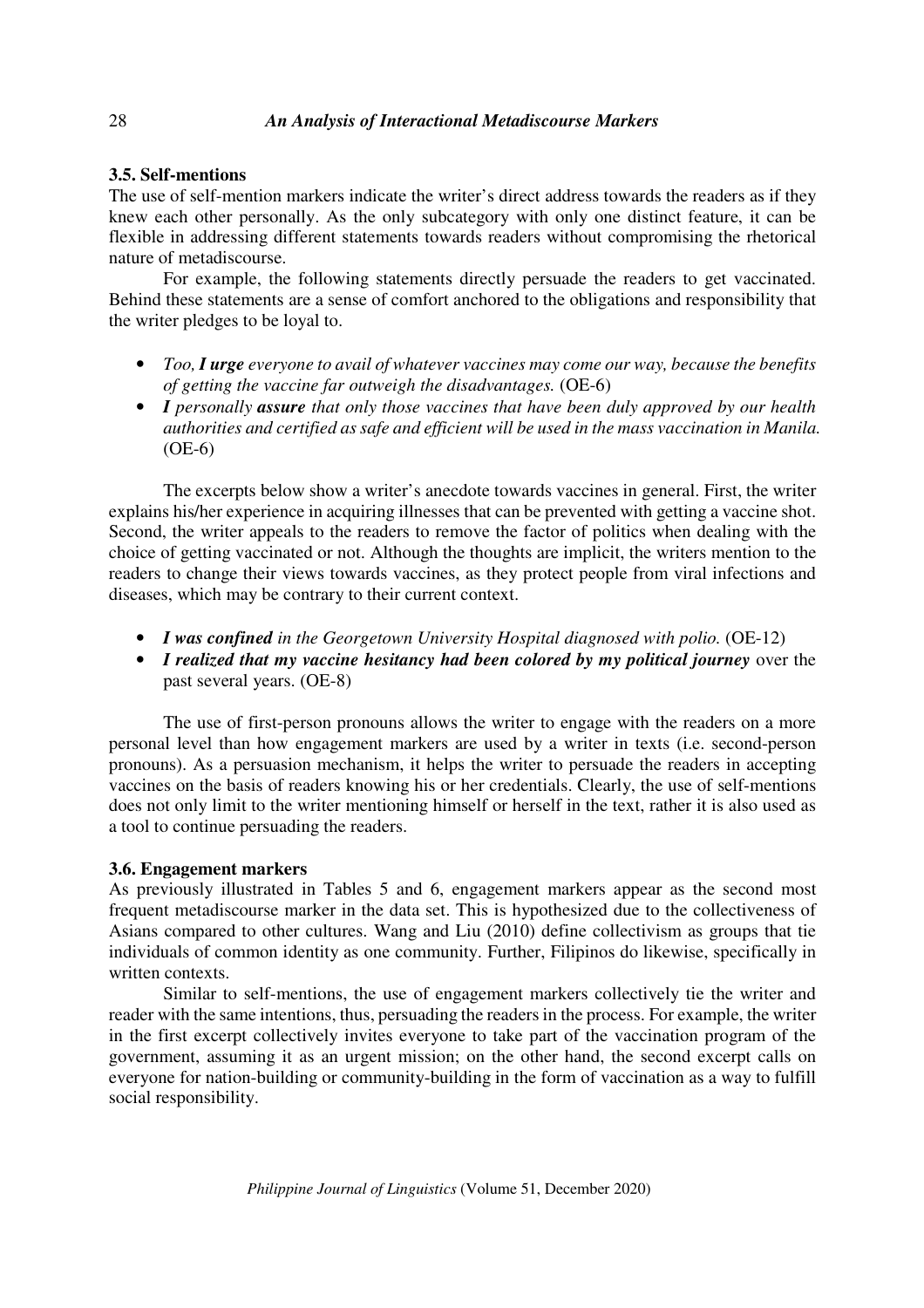### 3.5. Self-mentions

The use of self-mention markers indicate the writer's direct address towards the readers as if they knew each other personally. As the only subcategory with only one distinct feature, it can be flexible in addressing different statements towards readers without compromising the rhetorical nature of metadiscourse.

For example, the following statements directly persuade the readers to get vaccinated. Behind these statements are a sense of comfort anchored to the obligations and responsibility that the writer pledges to be loyal to.

- *Too, **I urge** everyone to avail of whatever vaccines may come our way, because the benefits of getting the vaccine far outweigh the disadvantages.* (OE-6)
- ***I** personally **assure** that only those vaccines that have been duly approved by our health authorities and certified as safe and efficient will be used in the mass vaccination in Manila.* (OE-6)

The excerpts below show a writer's anecdote towards vaccines in general. First, the writer explains his/her experience in acquiring illnesses that can be prevented with getting a vaccine shot. Second, the writer appeals to the readers to remove the factor of politics when dealing with the choice of getting vaccinated or not. Although the thoughts are implicit, the writers mention to the readers to change their views towards vaccines, as they protect people from viral infections and diseases, which may be contrary to their current context.

- ***I was confined** in the Georgetown University Hospital diagnosed with polio.* (OE-12)
- ***I realized that my vaccine hesitancy had been colored by my political journey*** over the past several years. (OE-8)

The use of first-person pronouns allows the writer to engage with the readers on a more personal level than how engagement markers are used by a writer in texts (i.e. second-person pronouns). As a persuasion mechanism, it helps the writer to persuade the readers in accepting vaccines on the basis of readers knowing his or her credentials. Clearly, the use of self-mentions does not only limit to the writer mentioning himself or herself in the text, rather it is also used as a tool to continue persuading the readers.

### 3.6. Engagement markers

As previously illustrated in Tables 5 and 6, engagement markers appear as the second most frequent metadiscourse marker in the data set. This is hypothesized due to the collectiveness of Asians compared to other cultures. Wang and Liu (2010) define collectivism as groups that tie individuals of common identity as one community. Further, Filipinos do likewise, specifically in written contexts.

Similar to self-mentions, the use of engagement markers collectively tie the writer and reader with the same intentions, thus, persuading the readers in the process. For example, the writer in the first excerpt collectively invites everyone to take part of the vaccination program of the government, assuming it as an urgent mission; on the other hand, the second excerpt calls on everyone for nation-building or community-building in the form of vaccination as a way to fulfill social responsibility.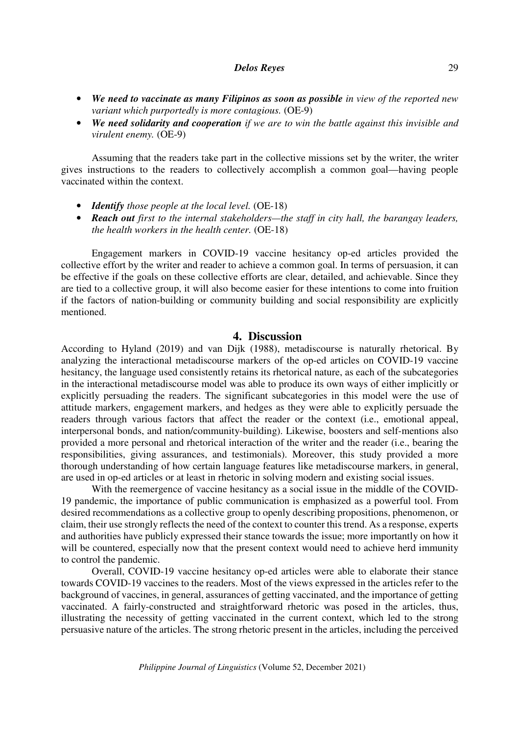- ***We need to vaccinate as many Filipinos as soon as possible*** *in view of the reported new variant which purportedly is more contagious.* (OE-9)
- ***We need solidarity and cooperation*** *if we are to win the battle against this invisible and virulent enemy.* (OE-9)

Assuming that the readers take part in the collective missions set by the writer, the writer gives instructions to the readers to collectively accomplish a common goal—having people vaccinated within the context.

- ***Identify*** *those people at the local level.* (OE-18)
- ***Reach out*** *first to the internal stakeholders—the staff in city hall, the barangay leaders, the health workers in the health center.* (OE-18)

Engagement markers in COVID-19 vaccine hesitancy op-ed articles provided the collective effort by the writer and reader to achieve a common goal. In terms of persuasion, it can be effective if the goals on these collective efforts are clear, detailed, and achievable. Since they are tied to a collective group, it will also become easier for these intentions to come into fruition if the factors of nation-building or community building and social responsibility are explicitly mentioned.

## 4. Discussion

According to Hyland (2019) and van Dijk (1988), metadiscourse is naturally rhetorical. By analyzing the interactional metadiscourse markers of the op-ed articles on COVID-19 vaccine hesitancy, the language used consistently retains its rhetorical nature, as each of the subcategories in the interactional metadiscourse model was able to produce its own ways of either implicitly or explicitly persuading the readers. The significant subcategories in this model were the use of attitude markers, engagement markers, and hedges as they were able to explicitly persuade the readers through various factors that affect the reader or the context (i.e., emotional appeal, interpersonal bonds, and nation/community-building). Likewise, boosters and self-mentions also provided a more personal and rhetorical interaction of the writer and the reader (i.e., bearing the responsibilities, giving assurances, and testimonials). Moreover, this study provided a more thorough understanding of how certain language features like metadiscourse markers, in general, are used in op-ed articles or at least in rhetoric in solving modern and existing social issues.

With the reemergence of vaccine hesitancy as a social issue in the middle of the COVID-19 pandemic, the importance of public communication is emphasized as a powerful tool. From desired recommendations as a collective group to openly describing propositions, phenomenon, or claim, their use strongly reflects the need of the context to counter this trend. As a response, experts and authorities have publicly expressed their stance towards the issue; more importantly on how it will be countered, especially now that the present context would need to achieve herd immunity to control the pandemic.

Overall, COVID-19 vaccine hesitancy op-ed articles were able to elaborate their stance towards COVID-19 vaccines to the readers. Most of the views expressed in the articles refer to the background of vaccines, in general, assurances of getting vaccinated, and the importance of getting vaccinated. A fairly-constructed and straightforward rhetoric was posed in the articles, thus, illustrating the necessity of getting vaccinated in the current context, which led to the strong persuasive nature of the articles. The strong rhetoric present in the articles, including the perceived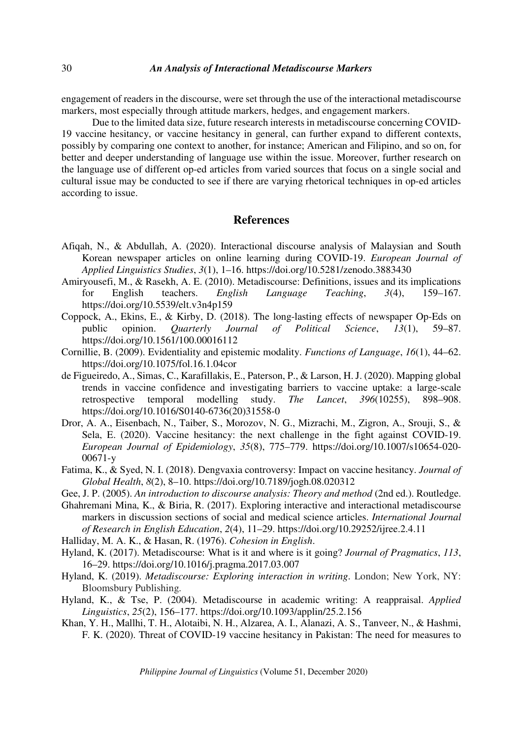engagement of readers in the discourse, were set through the use of the interactional metadiscourse markers, most especially through attitude markers, hedges, and engagement markers.

Due to the limited data size, future research interests in metadiscourse concerning COVID-19 vaccine hesitancy, or vaccine hesitancy in general, can further expand to different contexts, possibly by comparing one context to another, for instance; American and Filipino, and so on, for better and deeper understanding of language use within the issue. Moreover, further research on the language use of different op-ed articles from varied sources that focus on a single social and cultural issue may be conducted to see if there are varying rhetorical techniques in op-ed articles according to issue.

## References

Afiqah, N., & Abdullah, A. (2020). Interactional discourse analysis of Malaysian and South Korean newspaper articles on online learning during COVID-19. *European Journal of Applied Linguistics Studies*, *3*(1), 1–16. https://doi.org/10.5281/zenodo.3883430

Amiryousefi, M., & Rasekh, A. E. (2010). Metadiscourse: Definitions, issues and its implications for English teachers. *English Language Teaching*, *3*(4), 159–167. https://doi.org/10.5539/elt.v3n4p159

Coppock, A., Ekins, E., & Kirby, D. (2018). The long-lasting effects of newspaper Op-Eds on public opinion. *Quarterly Journal of Political Science*, *13*(1), 59–87. https://doi.org/10.1561/100.00016112

Cornillie, B. (2009). Evidentiality and epistemic modality. *Functions of Language*, *16*(1), 44–62. https://doi.org/10.1075/fol.16.1.04cor

de Figueiredo, A., Simas, C., Karafillakis, E., Paterson, P., & Larson, H. J. (2020). Mapping global trends in vaccine confidence and investigating barriers to vaccine uptake: a large-scale retrospective temporal modelling study. *The Lancet*, *396*(10255), 898–908. https://doi.org/10.1016/S0140-6736(20)31558-0

Dror, A. A., Eisenbach, N., Taiber, S., Morozov, N. G., Mizrachi, M., Zigron, A., Srouji, S., & Sela, E. (2020). Vaccine hesitancy: the next challenge in the fight against COVID-19. *European Journal of Epidemiology*, *35*(8), 775–779. https://doi.org/10.1007/s10654-020-00671-y

Fatima, K., & Syed, N. I. (2018). Dengvaxia controversy: Impact on vaccine hesitancy. *Journal of Global Health*, *8*(2), 8–10. https://doi.org/10.7189/jogh.08.020312

Gee, J. P. (2005). *An introduction to discourse analysis: Theory and method* (2nd ed.). Routledge.

Ghahremani Mina, K., & Biria, R. (2017). Exploring interactive and interactional metadiscourse markers in discussion sections of social and medical science articles. *International Journal of Research in English Education*, *2*(4), 11–29. https://doi.org/10.29252/ijree.2.4.11

Halliday, M. A. K., & Hasan, R. (1976). *Cohesion in English*.

Hyland, K. (2017). Metadiscourse: What is it and where is it going? *Journal of Pragmatics*, *113*, 16–29. https://doi.org/10.1016/j.pragma.2017.03.007

Hyland, K. (2019). *Metadiscourse: Exploring interaction in writing*. London; New York, NY: Bloomsbury Publishing.

Hyland, K., & Tse, P. (2004). Metadiscourse in academic writing: A reappraisal. *Applied Linguistics*, *25*(2), 156–177. https://doi.org/10.1093/applin/25.2.156

Khan, Y. H., Mallhi, T. H., Alotaibi, N. H., Alzarea, A. I., Alanazi, A. S., Tanveer, N., & Hashmi, F. K. (2020). Threat of COVID-19 vaccine hesitancy in Pakistan: The need for measures to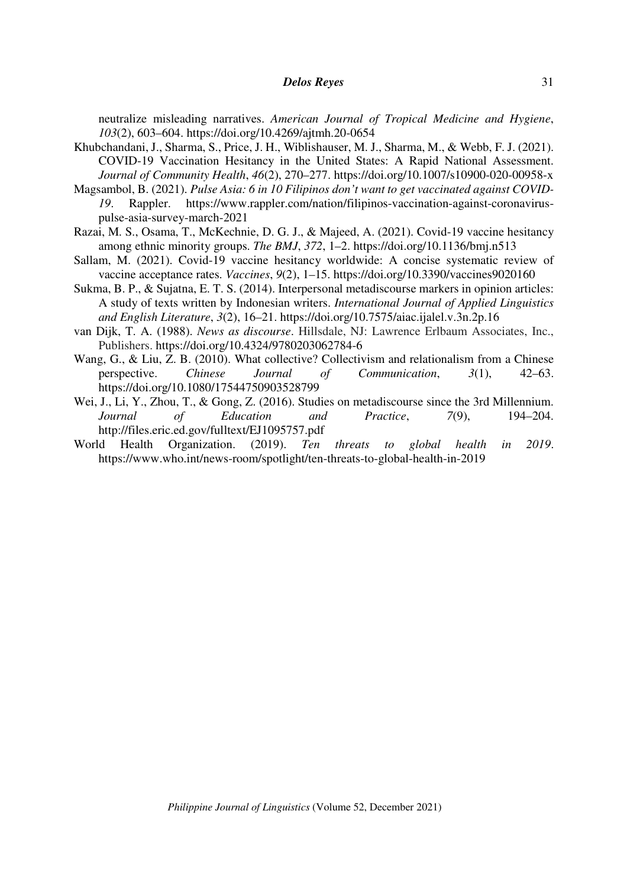neutralize misleading narratives. *American Journal of Tropical Medicine and Hygiene*, *103*(2), 603–604. https://doi.org/10.4269/ajtmh.20-0654

Khubchandani, J., Sharma, S., Price, J. H., Wiblishauser, M. J., Sharma, M., & Webb, F. J. (2021). COVID-19 Vaccination Hesitancy in the United States: A Rapid National Assessment. *Journal of Community Health*, *46*(2), 270–277. https://doi.org/10.1007/s10900-020-00958-x

Magsambol, B. (2021). *Pulse Asia: 6 in 10 Filipinos don't want to get vaccinated against COVID-19*. Rappler. https://www.rappler.com/nation/filipinos-vaccination-against-coronavirus-pulse-asia-survey-march-2021

Razai, M. S., Osama, T., McKechnie, D. G. J., & Majeed, A. (2021). Covid-19 vaccine hesitancy among ethnic minority groups. *The BMJ*, *372*, 1–2. https://doi.org/10.1136/bmj.n513

Sallam, M. (2021). Covid-19 vaccine hesitancy worldwide: A concise systematic review of vaccine acceptance rates. *Vaccines*, *9*(2), 1–15. https://doi.org/10.3390/vaccines9020160

Sukma, B. P., & Sujatna, E. T. S. (2014). Interpersonal metadiscourse markers in opinion articles: A study of texts written by Indonesian writers. *International Journal of Applied Linguistics and English Literature*, *3*(2), 16–21. https://doi.org/10.7575/aiac.ijalel.v.3n.2p.16

van Dijk, T. A. (1988). *News as discourse*. Hillsdale, NJ: Lawrence Erlbaum Associates, Inc., Publishers. https://doi.org/10.4324/9780203062784-6

Wang, G., & Liu, Z. B. (2010). What collective? Collectivism and relationalism from a Chinese perspective. *Chinese Journal of Communication*, *3*(1), 42–63. https://doi.org/10.1080/17544750903528799

Wei, J., Li, Y., Zhou, T., & Gong, Z. (2016). Studies on metadiscourse since the 3rd Millennium. *Journal of Education and Practice*, *7*(9), 194–204. http://files.eric.ed.gov/fulltext/EJ1095757.pdf

World Health Organization. (2019). *Ten threats to global health in 2019*. https://www.who.int/news-room/spotlight/ten-threats-to-global-health-in-2019